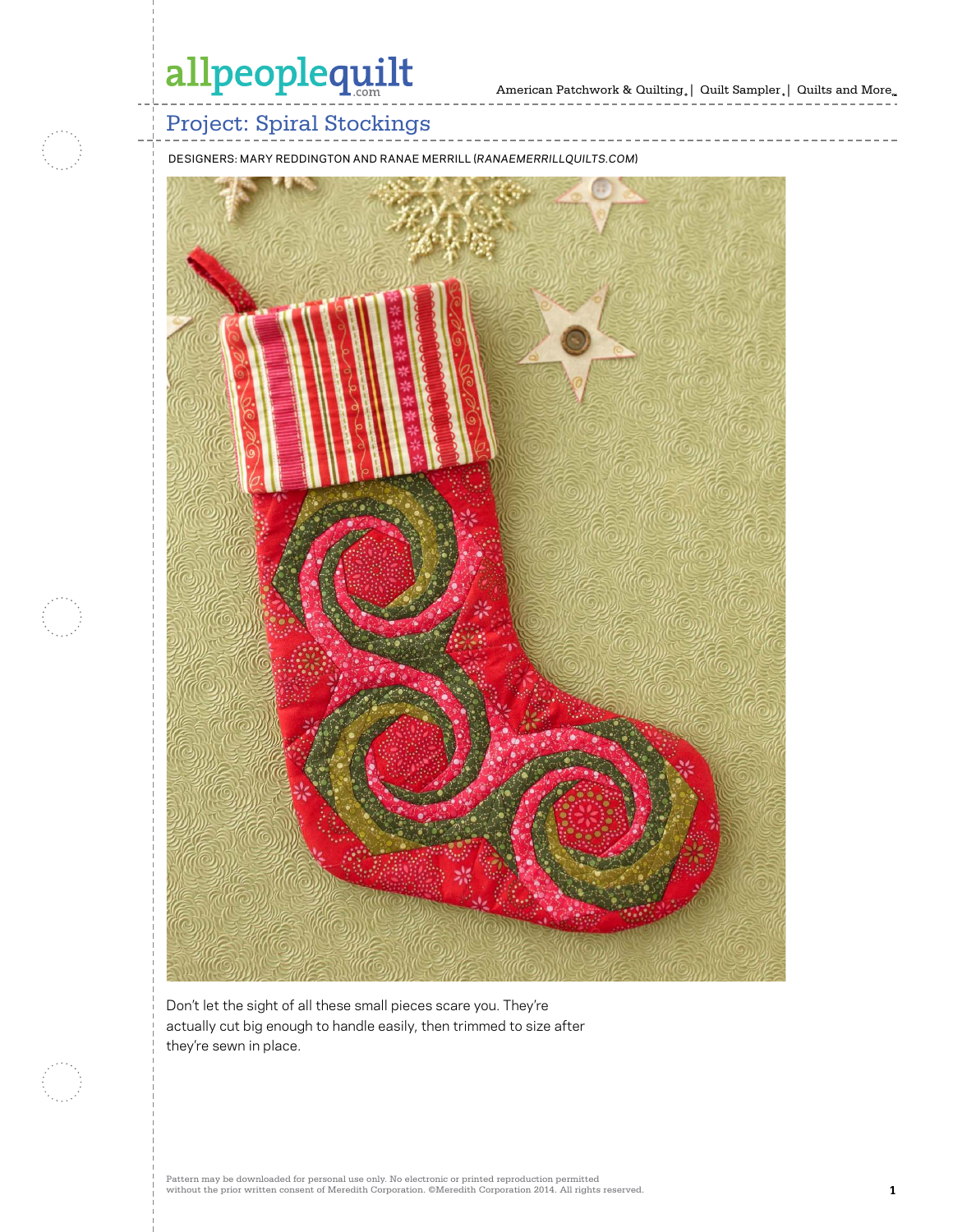# Project: Spiral Stockings

DESIGNERS: MARY REDDINGTON AND RANAE MERRILL (*RANAEMERRILLQUILTS.COM*)

Don't let the sight of all these small pieces scare you. They're actually cut big enough to handle easily, then trimmed to size after they're sewn in place.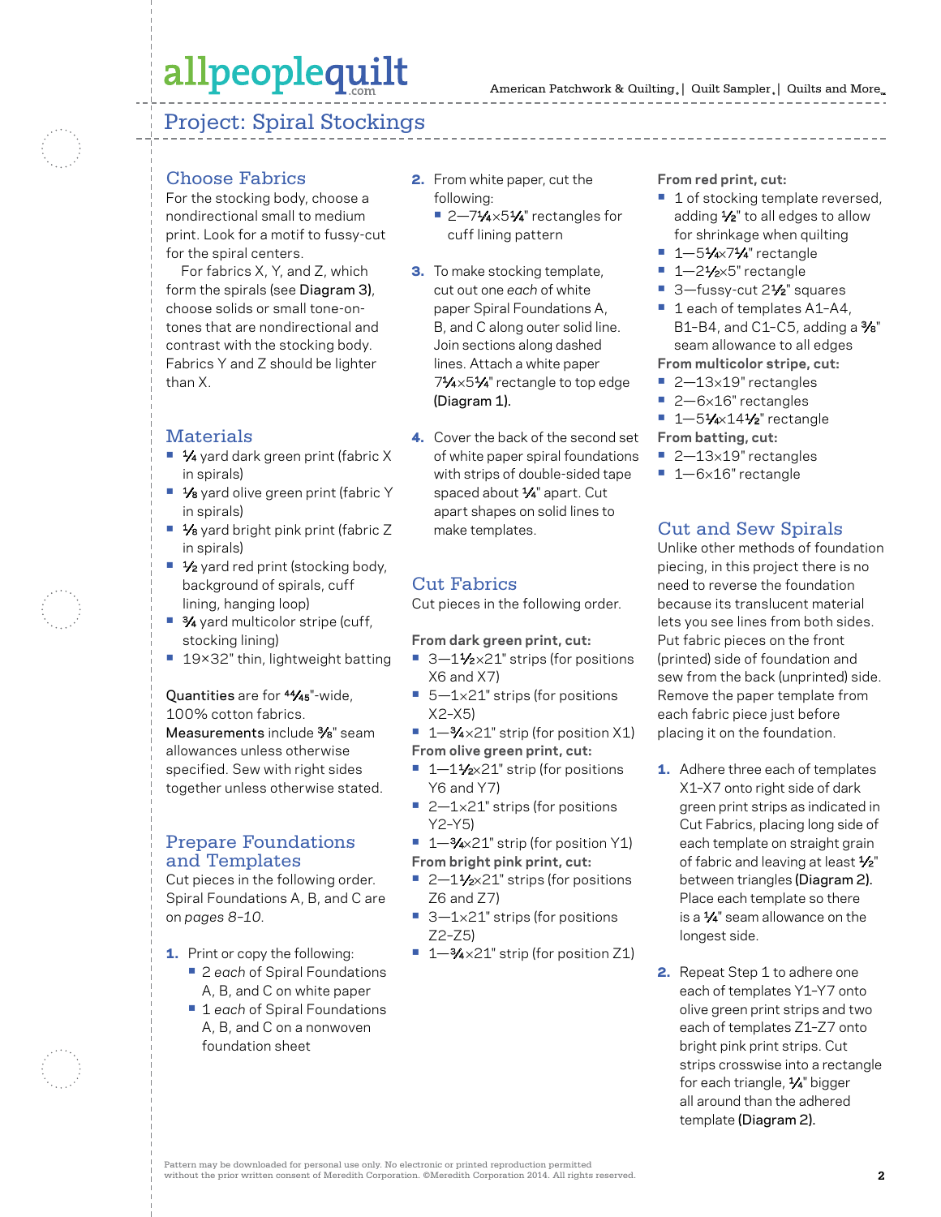## Project: Spiral Stockings

### Choose Fabrics

For the stocking body, choose a nondirectional small to medium print. Look for a motif to fussy-cut for the spiral centers.

For fabrics X, Y, and Z, which form the spirals (see Diagram 3), choose solids or small tone-on-tones that are nondirectional and contrast with the stocking body. Fabrics Y and Z should be lighter than X.

### Materials

- ¼ yard dark green print (fabric X in spirals)
- ⅛ yard olive green print (fabric Y in spirals)
- ⅛ yard bright pink print (fabric Z in spirals)
- ½ yard red print (stocking body, background of spirals, cuff lining, hanging loop)
- ¾ yard multicolor stripe (cuff, stocking lining)
- 19×32" thin, lightweight batting

Quantities are for 44/45"-wide, 100% cotton fabrics.
Measurements include ⅜" seam allowances unless otherwise specified. Sew with right sides together unless otherwise stated.

### Prepare Foundations and Templates

Cut pieces in the following order. Spiral Foundations A, B, and C are on *pages 8–10*.

1. Print or copy the following:
   - 2 *each* of Spiral Foundations A, B, and C on white paper
   - 1 *each* of Spiral Foundations A, B, and C on a nonwoven foundation sheet
2. From white paper, cut the following:
   - 2—7¼×5¼" rectangles for cuff lining pattern
3. To make stocking template, cut out one *each* of white paper Spiral Foundations A, B, and C along outer solid line. Join sections along dashed lines. Attach a white paper 7¼×5¼" rectangle to top edge (Diagram 1).
4. Cover the back of the second set of white paper spiral foundations with strips of double-sided tape spaced about ¼" apart. Cut apart shapes on solid lines to make templates.

### Cut Fabrics

Cut pieces in the following order.

**From dark green print, cut:**

- 3—1½×21" strips (for positions X6 and X7)
- 5—1×21" strips (for positions X2–X5)
- 1—¾×21" strip (for position X1)

**From olive green print, cut:**

- 1—1½×21" strip (for positions Y6 and Y7)
- 2—1×21" strips (for positions Y2–Y5)
- 1—¾×21" strip (for position Y1)

**From bright pink print, cut:**

- 2—1½×21" strips (for positions Z6 and Z7)
- 3—1×21" strips (for positions Z2–Z5)
- 1—¾×21" strip (for position Z1)

**From red print, cut:**

- 1 of stocking template reversed, adding ½" to all edges to allow for shrinkage when quilting
- 1—5¼×7¼" rectangle
- 1—2½×5" rectangle
- 3—fussy-cut 2½" squares
- 1 each of templates A1–A4, B1–B4, and C1–C5, adding a ⅜" seam allowance to all edges

**From multicolor stripe, cut:**

- 2—13×19" rectangles
- 2—6×16" rectangles
- 1—5¼×14½" rectangle

**From batting, cut:**

- 2—13×19" rectangles
- 1—6×16" rectangle

### Cut and Sew Spirals

Unlike other methods of foundation piecing, in this project there is no need to reverse the foundation because its translucent material lets you see lines from both sides. Put fabric pieces on the front (printed) side of foundation and sew from the back (unprinted) side. Remove the paper template from each fabric piece just before placing it on the foundation.

1. Adhere three each of templates X1–X7 onto right side of dark green print strips as indicated in Cut Fabrics, placing long side of each template on straight grain of fabric and leaving at least ½" between triangles (Diagram 2). Place each template so there is a ¼" seam allowance on the longest side.
2. Repeat Step 1 to adhere one each of templates Y1–Y7 onto olive green print strips and two each of templates Z1–Z7 onto bright pink print strips. Cut strips crosswise into a rectangle for each triangle, ¼" bigger all around than the adhered template (Diagram 2).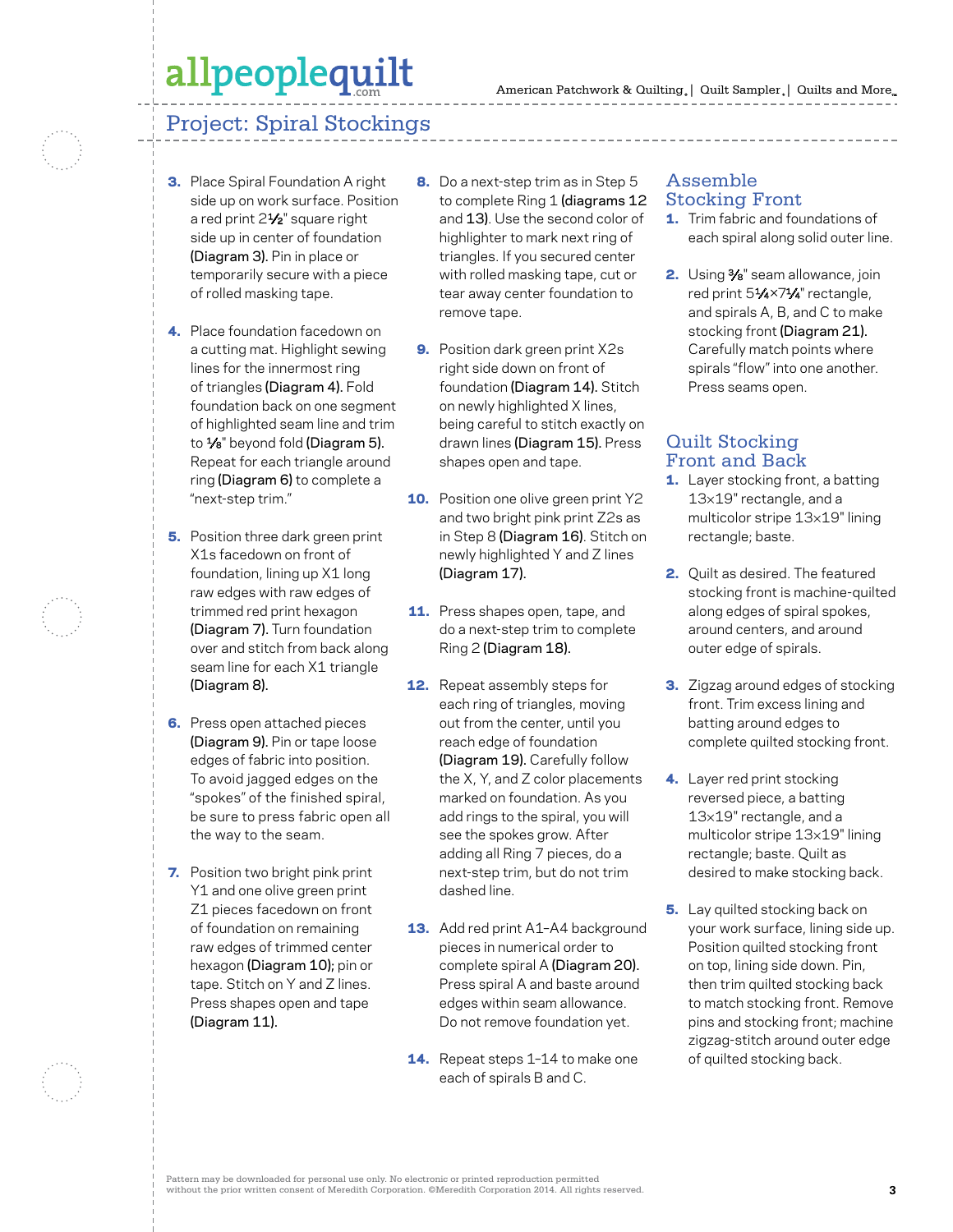## Project: Spiral Stockings

3. Place Spiral Foundation A right side up on work surface. Position a red print 2½" square right side up in center of foundation **(Diagram 3).** Pin in place or temporarily secure with a piece of rolled masking tape.

4. Place foundation facedown on a cutting mat. Highlight sewing lines for the innermost ring of triangles **(Diagram 4).** Fold foundation back on one segment of highlighted seam line and trim to ⅛" beyond fold **(Diagram 5).** Repeat for each triangle around ring **(Diagram 6)** to complete a "next-step trim."

5. Position three dark green print X1s facedown on front of foundation, lining up X1 long raw edges with raw edges of trimmed red print hexagon **(Diagram 7).** Turn foundation over and stitch from back along seam line for each X1 triangle **(Diagram 8).**

6. Press open attached pieces **(Diagram 9).** Pin or tape loose edges of fabric into position. To avoid jagged edges on the "spokes" of the finished spiral, be sure to press fabric open all the way to the seam.

7. Position two bright pink print Y1 and one olive green print Z1 pieces facedown on front of foundation on remaining raw edges of trimmed center hexagon **(Diagram 10);** pin or tape. Stitch on Y and Z lines. Press shapes open and tape **(Diagram 11).**

8. Do a next-step trim as in Step 5 to complete Ring 1 **(diagrams 12** and **13).** Use the second color of highlighter to mark next ring of triangles. If you secured center with rolled masking tape, cut or tear away center foundation to remove tape.

9. Position dark green print X2s right side down on front of foundation **(Diagram 14).** Stitch on newly highlighted X lines, being careful to stitch exactly on drawn lines **(Diagram 15).** Press shapes open and tape.

10. Position one olive green print Y2 and two bright pink print Z2s as in Step 8 **(Diagram 16).** Stitch on newly highlighted Y and Z lines **(Diagram 17).**

11. Press shapes open, tape, and do a next-step trim to complete Ring 2 **(Diagram 18).**

12. Repeat assembly steps for each ring of triangles, moving out from the center, until you reach edge of foundation **(Diagram 19).** Carefully follow the X, Y, and Z color placements marked on foundation. As you add rings to the spiral, you will see the spokes grow. After adding all Ring 7 pieces, do a next-step trim, but do not trim dashed line.

13. Add red print A1–A4 background pieces in numerical order to complete spiral A **(Diagram 20).** Press spiral A and baste around edges within seam allowance. Do not remove foundation yet.

14. Repeat steps 1–14 to make one each of spirals B and C.

### Assemble Stocking Front

1. Trim fabric and foundations of each spiral along solid outer line.

2. Using ⅜" seam allowance, join red print 5¼×7¼" rectangle, and spirals A, B, and C to make stocking front **(Diagram 21).** Carefully match points where spirals "flow" into one another. Press seams open.

### Quilt Stocking Front and Back

1. Layer stocking front, a batting 13×19" rectangle, and a multicolor stripe 13×19" lining rectangle; baste.

2. Quilt as desired. The featured stocking front is machine-quilted along edges of spiral spokes, around centers, and around outer edge of spirals.

3. Zigzag around edges of stocking front. Trim excess lining and batting around edges to complete quilted stocking front.

4. Layer red print stocking reversed piece, a batting 13×19" rectangle, and a multicolor stripe 13×19" lining rectangle; baste. Quilt as desired to make stocking back.

5. Lay quilted stocking back on your work surface, lining side up. Position quilted stocking front on top, lining side down. Pin, then trim quilted stocking back to match stocking front. Remove pins and stocking front; machine zigzag-stitch around outer edge of quilted stocking back.

Pattern may be downloaded for personal use only. No electronic or printed reproduction permitted without the prior written consent of Meredith Corporation. ©Meredith Corporation 2014. All rights reserved.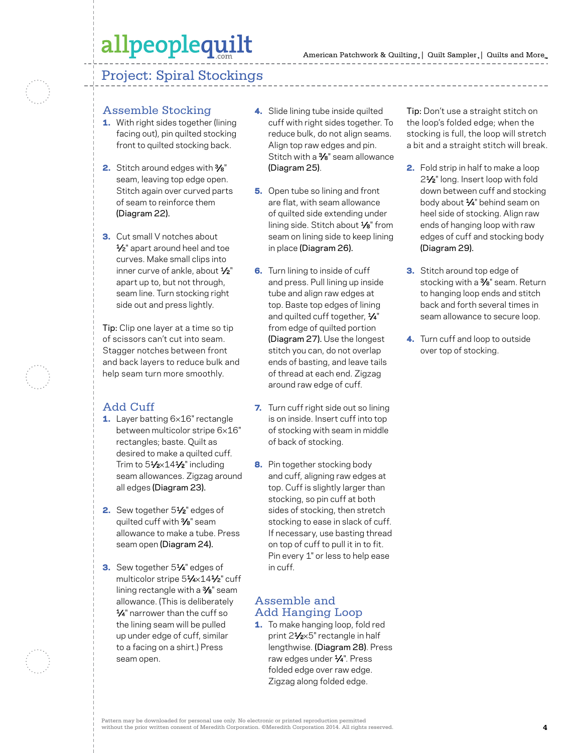## Project: Spiral Stockings

### Assemble Stocking

1. With right sides together (lining facing out), pin quilted stocking front to quilted stocking back.

2. Stitch around edges with ⅜" seam, leaving top edge open. Stitch again over curved parts of seam to reinforce them **(Diagram 22).**

3. Cut small V notches about ½" apart around heel and toe curves. Make small clips into inner curve of ankle, about ½" apart up to, but not through, seam line. Turn stocking right side out and press lightly.

**Tip:** Clip one layer at a time so tip of scissors can't cut into seam. Stagger notches between front and back layers to reduce bulk and help seam turn more smoothly.

### Add Cuff

1. Layer batting 6×16" rectangle between multicolor stripe 6×16" rectangles; baste. Quilt as desired to make a quilted cuff. Trim to 5½×14½" including seam allowances. Zigzag around all edges **(Diagram 23).**

2. Sew together 5½" edges of quilted cuff with ⅜" seam allowance to make a tube. Press seam open **(Diagram 24).**

3. Sew together 5¼" edges of multicolor stripe 5¼×14½" cuff lining rectangle with a ⅜" seam allowance. (This is deliberately ¼" narrower than the cuff so the lining seam will be pulled up under edge of cuff, similar to a facing on a shirt.) Press seam open.

4. Slide lining tube inside quilted cuff with right sides together. To reduce bulk, do not align seams. Align top raw edges and pin. Stitch with a ⅜" seam allowance **(Diagram 25).**

5. Open tube so lining and front are flat, with seam allowance of quilted side extending under lining side. Stitch about ⅛" from seam on lining side to keep lining in place **(Diagram 26).**

6. Turn lining to inside of cuff and press. Pull lining up inside tube and align raw edges at top. Baste top edges of lining and quilted cuff together, ¼" from edge of quilted portion **(Diagram 27).** Use the longest stitch you can, do not overlap ends of basting, and leave tails of thread at each end. Zigzag around raw edge of cuff.

7. Turn cuff right side out so lining is on inside. Insert cuff into top of stocking with seam in middle of back of stocking.

8. Pin together stocking body and cuff, aligning raw edges at top. Cuff is slightly larger than stocking, so pin cuff at both sides of stocking, then stretch stocking to ease in slack of cuff. If necessary, use basting thread on top of cuff to pull it in to fit. Pin every 1" or less to help ease in cuff.

### Assemble and Add Hanging Loop

1. To make hanging loop, fold red print 2½×5" rectangle in half lengthwise. **(Diagram 28).** Press raw edges under ¼". Press folded edge over raw edge. Zigzag along folded edge.

**Tip:** Don't use a straight stitch on the loop's folded edge; when the stocking is full, the loop will stretch a bit and a straight stitch will break.

2. Fold strip in half to make a loop 2½" long. Insert loop with fold down between cuff and stocking body about ¼" behind seam on heel side of stocking. Align raw ends of hanging loop with raw edges of cuff and stocking body **(Diagram 29).**

3. Stitch around top edge of stocking with a ⅜" seam. Return to hanging loop ends and stitch back and forth several times in seam allowance to secure loop.

4. Turn cuff and loop to outside over top of stocking.

Pattern may be downloaded for personal use only. No electronic or printed reproduction permitted without the prior written consent of Meredith Corporation. ©Meredith Corporation 2014. All rights reserved.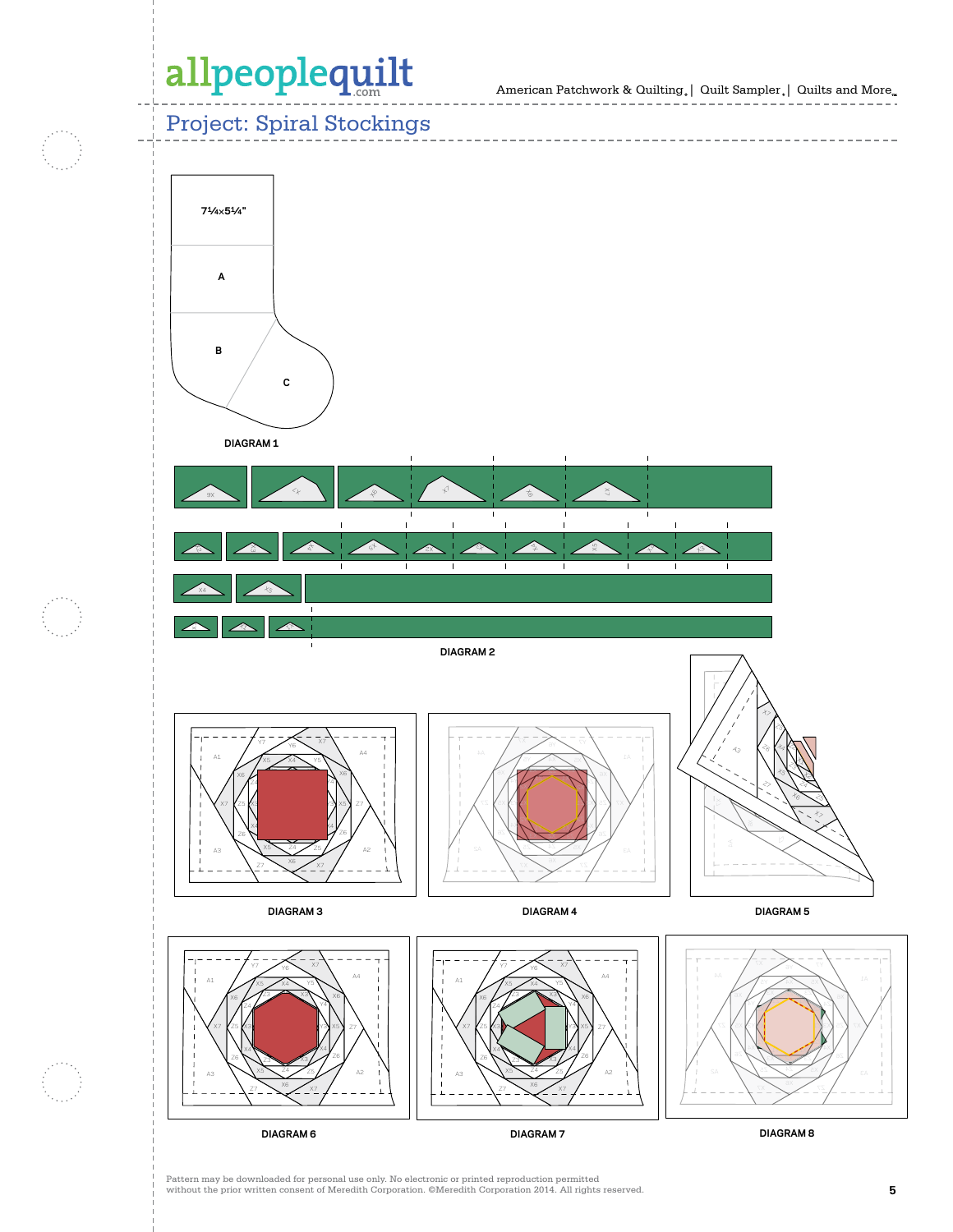## Project: Spiral Stockings

7¼×5¼"

A

B

C

DIAGRAM 1

DIAGRAM 2

DIAGRAM 3

DIAGRAM 4

DIAGRAM 5

DIAGRAM 6

DIAGRAM 7

DIAGRAM 8

Pattern may be downloaded for personal use only. No electronic or printed reproduction permitted without the prior written consent of Meredith Corporation. ©Meredith Corporation 2014. All rights reserved.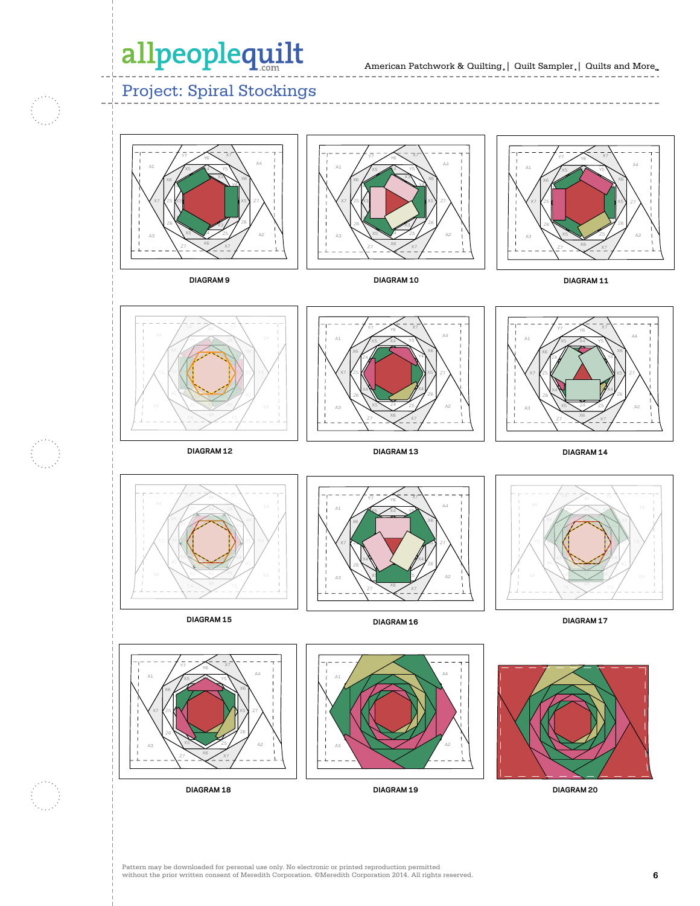## Project: Spiral Stockings

DIAGRAM 9

DIAGRAM 10

DIAGRAM 11

DIAGRAM 12

DIAGRAM 13

DIAGRAM 14

DIAGRAM 15

DIAGRAM 16

DIAGRAM 17

DIAGRAM 18

DIAGRAM 19

DIAGRAM 20

Pattern may be downloaded for personal use only. No electronic or printed reproduction permitted without the prior written consent of Meredith Corporation. ©Meredith Corporation 2014. All rights reserved.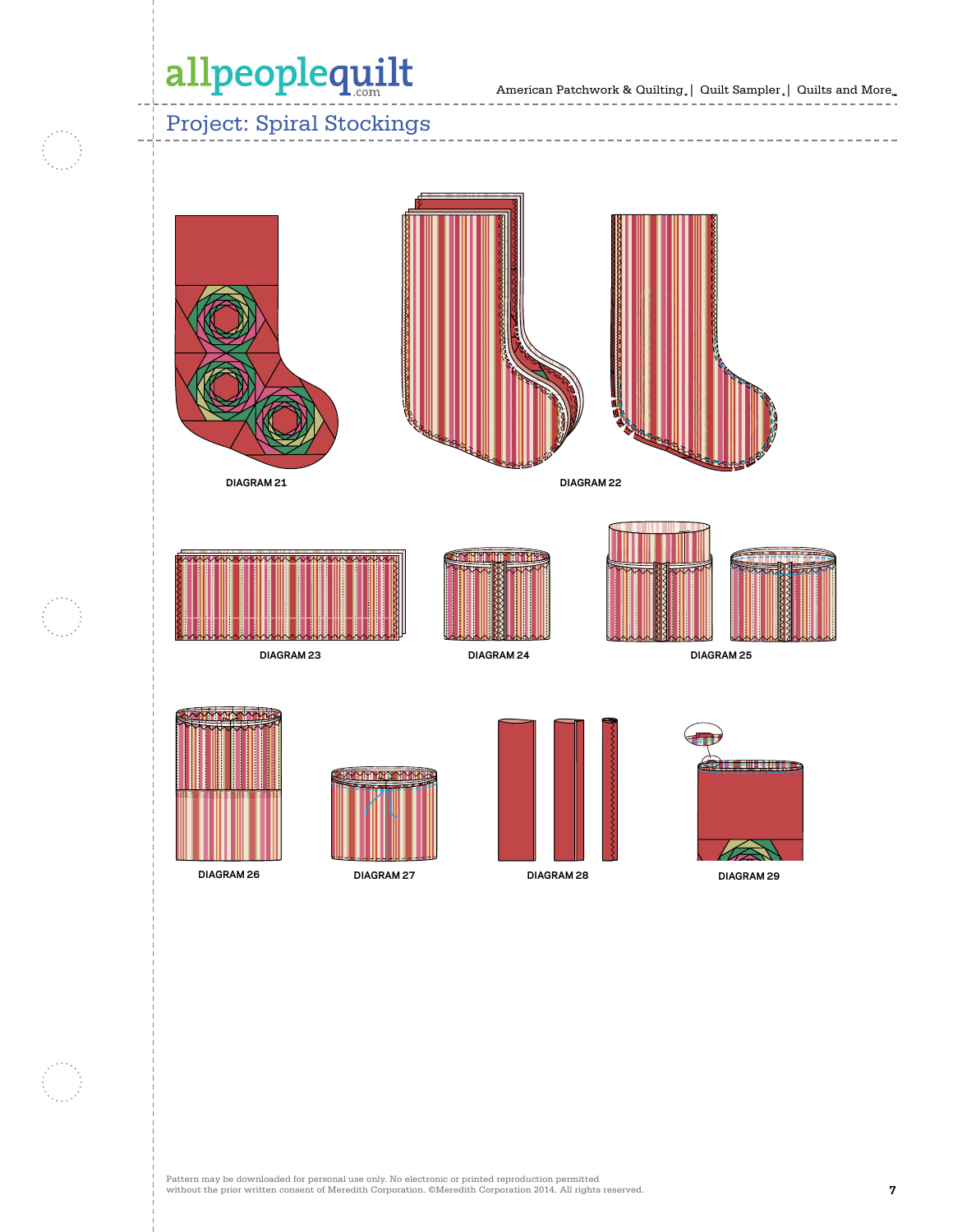## Project: Spiral Stockings

DIAGRAM 21

DIAGRAM 22

DIAGRAM 23

DIAGRAM 24

DIAGRAM 25

DIAGRAM 26

DIAGRAM 27

DIAGRAM 28

DIAGRAM 29

Pattern may be downloaded for personal use only. No electronic or printed reproduction permitted without the prior written consent of Meredith Corporation. ©Meredith Corporation 2014. All rights reserved.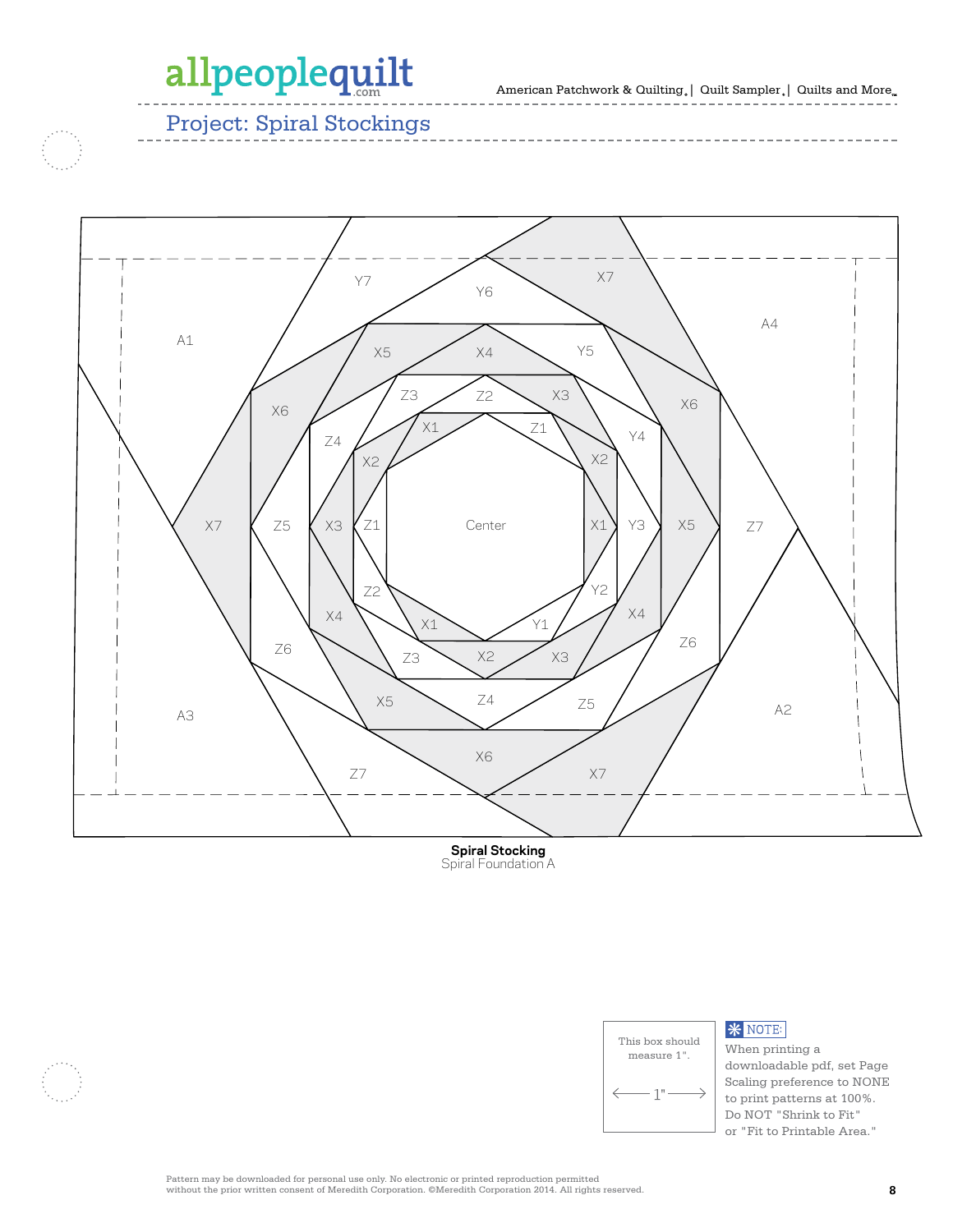## Project: Spiral Stockings

Y7 Y6 X7
A1 X5 X4 Y5 A4
Z3 Z2 X3
X6 X1 Z1 X6
Z4 Y4
X2 X2
X7 Z5 X3 Z1 Center X1 Y3 X5 Z7
Z2 Y2
X4 X1 Y1 X4
Z3 X2 X3 Z6
Z6 Z4
X5 Z5
A3 A2
X6
Z7 X7

**Spiral Stocking**
Spiral Foundation A

This box should measure 1".

1"

NOTE: When printing a downloadable pdf, set Page Scaling preference to NONE to print patterns at 100%. Do NOT "Shrink to Fit" or "Fit to Printable Area."

Pattern may be downloaded for personal use only. No electronic or printed reproduction permitted without the prior written consent of Meredith Corporation. ©Meredith Corporation 2014. All rights reserved.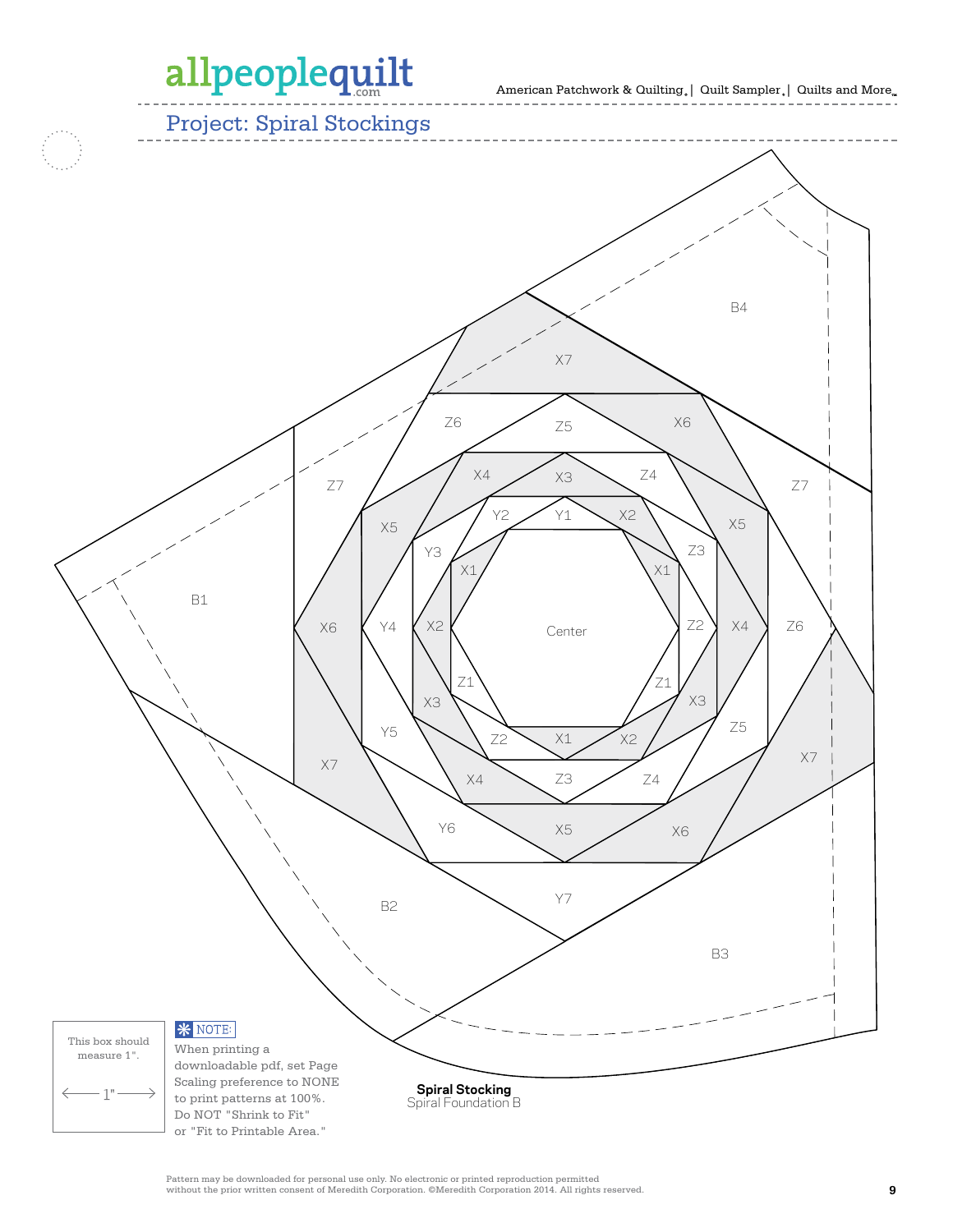## Project: Spiral Stockings

B4

X7

Z6 Z5 X6

Z7 X4 X3 Z4 Z7

X5 Y2 Y1 X2 X5

Y3 Z3

X1 X1

B1

X6 Y4 X2 Center Z2 X4 Z6

Z1 Z1

X3 X3

Y5 Z2 X1 X2 Z5

X7 X4 Z3 Z4 X7

Y6 X5 X6

B2 Y7

B3

This box should measure 1".

1"

**NOTE:** When printing a downloadable pdf, set Page Scaling preference to NONE to print patterns at 100%. Do NOT "Shrink to Fit" or "Fit to Printable Area."

**Spiral Stocking**
Spiral Foundation B

Pattern may be downloaded for personal use only. No electronic or printed reproduction permitted without the prior written consent of Meredith Corporation. ©Meredith Corporation 2014. All rights reserved.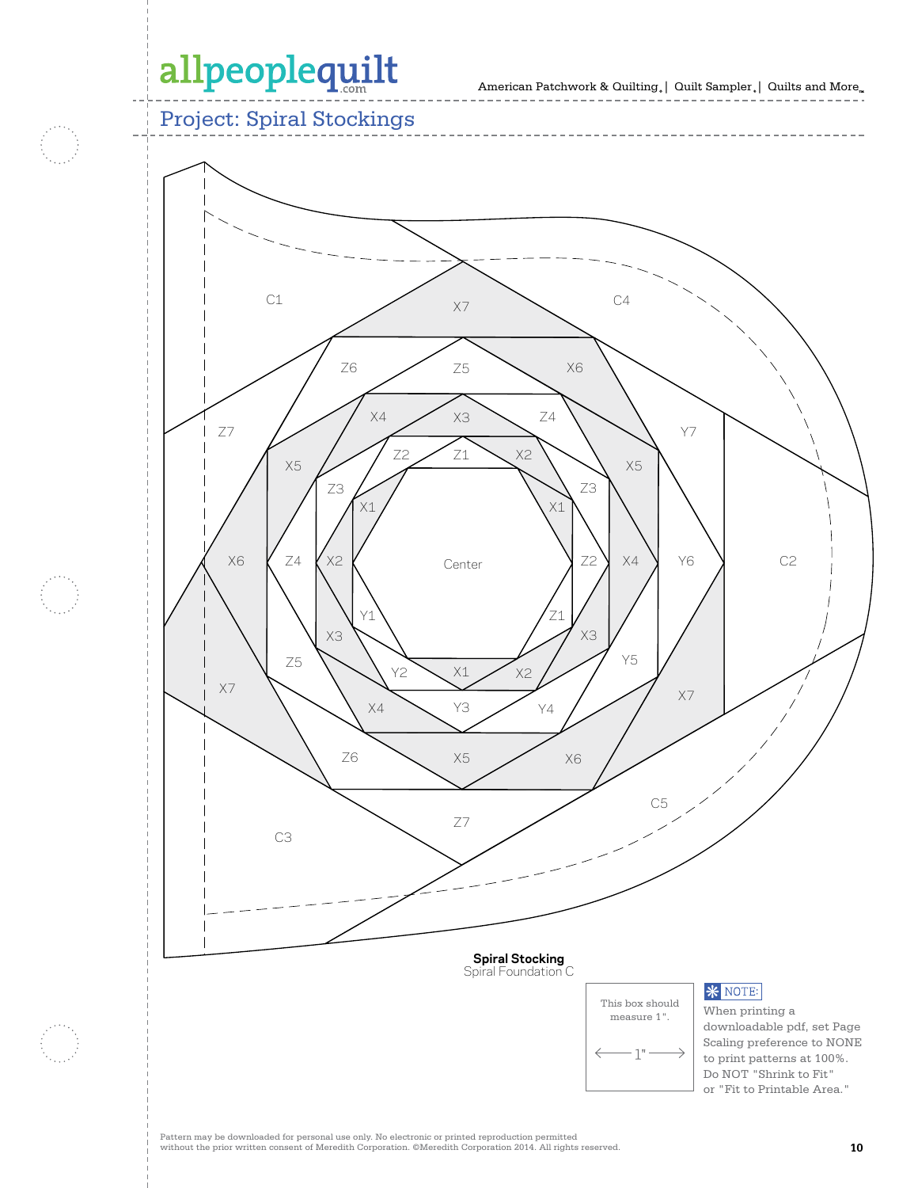## Project: Spiral Stockings

C1
X7
C4
Z6
Z5
X6
X4
X3
Z4
Z7
Y7
Z2
Z1
X2
X5
X5
Z3
Z3
X1
X1
X6
Z4
X2
Center
Z2
X4
Y6
C2
Y1
Z1
X3
X3
Y5
Z5
Y2
X1
X2
X7
X7
X4
Y3
Y4
Z6
X5
X6
C5
Z7
C3

**Spiral Stocking**
Spiral Foundation C

This box should measure 1".

1"

NOTE:
When printing a downloadable pdf, set Page Scaling preference to NONE to print patterns at 100%. Do NOT "Shrink to Fit" or "Fit to Printable Area."

Pattern may be downloaded for personal use only. No electronic or printed reproduction permitted without the prior written consent of Meredith Corporation. ©Meredith Corporation 2014. All rights reserved.